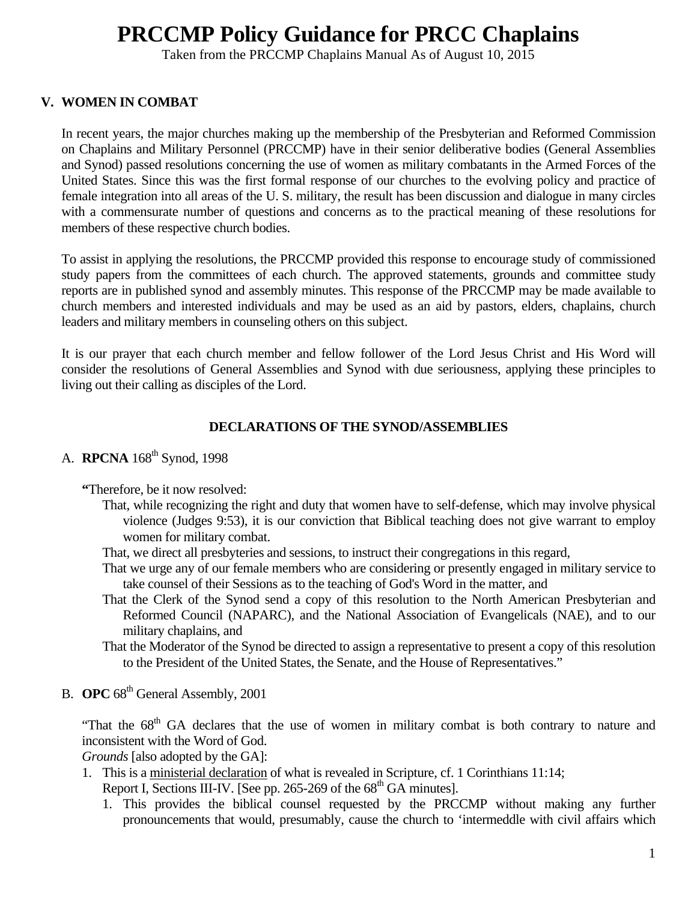# PRCCMP Policy Guidance for PRCC Chaplains

Taken from the PRCCMP Chaplains Manual As of August 10, 2015

## V. WOMEN IN COMBAT

In recent years, the major churches making up the membership of the Presbyterian and Reformed Commission on Chaplains and Military Personnel (PRCCMP) have in their senior deliberative bodies (General Assemblies and Synod) passed resolutions concerning the use of women as military combatants in the Armed Forces of the United States. Since this was the first formal response of our churches to the evolving policy and practice of female integration into all areas of the U. S. military, the result has been discussion and dialogue in many circles with a commensurate number of questions and concerns as to the practical meaning of these resolutions for members of these respective church bodies.

To assist in applying the resolutions, the PRCCMP provided this response to encourage study of commissioned study papers from the committees of each church. The approved statements, grounds and committee study reports are in published synod and assembly minutes. This response of the PRCCMP may be made available to church members and interested individuals and may be used as an aid by pastors, elders, chaplains, church leaders and military members in counseling others on this subject.

It is our prayer that each church member and fellow follower of the Lord Jesus Christ and His Word will consider the resolutions of General Assemblies and Synod with due seriousness, applying these principles to living out their calling as disciples of the Lord.

### DECLARATIONS OF THE SYNOD/ASSEMBLIES

A. **RPCNA** 168th Synod, 1998

**"**Therefore, be it now resolved:

That, while recognizing the right and duty that women have to self-defense, which may involve physical violence (Judges 9:53), it is our conviction that Biblical teaching does not give warrant to employ women for military combat.

That, we direct all presbyteries and sessions, to instruct their congregations in this regard,

That we urge any of our female members who are considering or presently engaged in military service to take counsel of their Sessions as to the teaching of God's Word in the matter, and

That the Clerk of the Synod send a copy of this resolution to the North American Presbyterian and Reformed Council (NAPARC), and the National Association of Evangelicals (NAE), and to our military chaplains, and

That the Moderator of the Synod be directed to assign a representative to present a copy of this resolution to the President of the United States, the Senate, and the House of Representatives."

B. **OPC** 68th General Assembly, 2001

"That the 68th GA declares that the use of women in military combat is both contrary to nature and inconsistent with the Word of God.

*Grounds* [also adopted by the GA]:

1. This is a <u>ministerial declaration</u> of what is revealed in Scripture, cf. 1 Corinthians 11:14; Report I, Sections III-IV. [See pp. 265-269 of the 68th GA minutes].
   1. This provides the biblical counsel requested by the PRCCMP without making any further pronouncements that would, presumably, cause the church to 'intermeddle with civil affairs which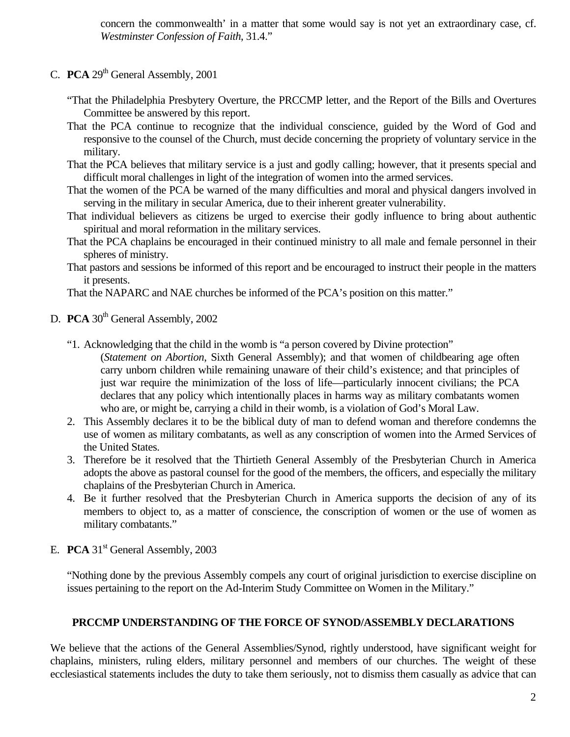concern the commonwealth' in a matter that some would say is not yet an extraordinary case, cf. *Westminster Confession of Faith*, 31.4."

C. **PCA** 29th General Assembly, 2001

"That the Philadelphia Presbytery Overture, the PRCCMP letter, and the Report of the Bills and Overtures Committee be answered by this report.
That the PCA continue to recognize that the individual conscience, guided by the Word of God and responsive to the counsel of the Church, must decide concerning the propriety of voluntary service in the military.
That the PCA believes that military service is a just and godly calling; however, that it presents special and difficult moral challenges in light of the integration of women into the armed services.
That the women of the PCA be warned of the many difficulties and moral and physical dangers involved in serving in the military in secular America, due to their inherent greater vulnerability.
That individual believers as citizens be urged to exercise their godly influence to bring about authentic spiritual and moral reformation in the military services.
That the PCA chaplains be encouraged in their continued ministry to all male and female personnel in their spheres of ministry.
That pastors and sessions be informed of this report and be encouraged to instruct their people in the matters it presents.
That the NAPARC and NAE churches be informed of the PCA's position on this matter."

D. **PCA** 30th General Assembly, 2002

"1. Acknowledging that the child in the womb is "a person covered by Divine protection" (*Statement on Abortion*, Sixth General Assembly); and that women of childbearing age often carry unborn children while remaining unaware of their child's existence; and that principles of just war require the minimization of the loss of life—particularly innocent civilians; the PCA declares that any policy which intentionally places in harms way as military combatants women who are, or might be, carrying a child in their womb, is a violation of God's Moral Law.
2. This Assembly declares it to be the biblical duty of man to defend woman and therefore condemns the use of women as military combatants, as well as any conscription of women into the Armed Services of the United States.
3. Therefore be it resolved that the Thirtieth General Assembly of the Presbyterian Church in America adopts the above as pastoral counsel for the good of the members, the officers, and especially the military chaplains of the Presbyterian Church in America.
4. Be it further resolved that the Presbyterian Church in America supports the decision of any of its members to object to, as a matter of conscience, the conscription of women or the use of women as military combatants."

E. **PCA** 31st General Assembly, 2003

"Nothing done by the previous Assembly compels any court of original jurisdiction to exercise discipline on issues pertaining to the report on the Ad-Interim Study Committee on Women in the Military."

## PRCCMP UNDERSTANDING OF THE FORCE OF SYNOD/ASSEMBLY DECLARATIONS

We believe that the actions of the General Assemblies/Synod, rightly understood, have significant weight for chaplains, ministers, ruling elders, military personnel and members of our churches. The weight of these ecclesiastical statements includes the duty to take them seriously, not to dismiss them casually as advice that can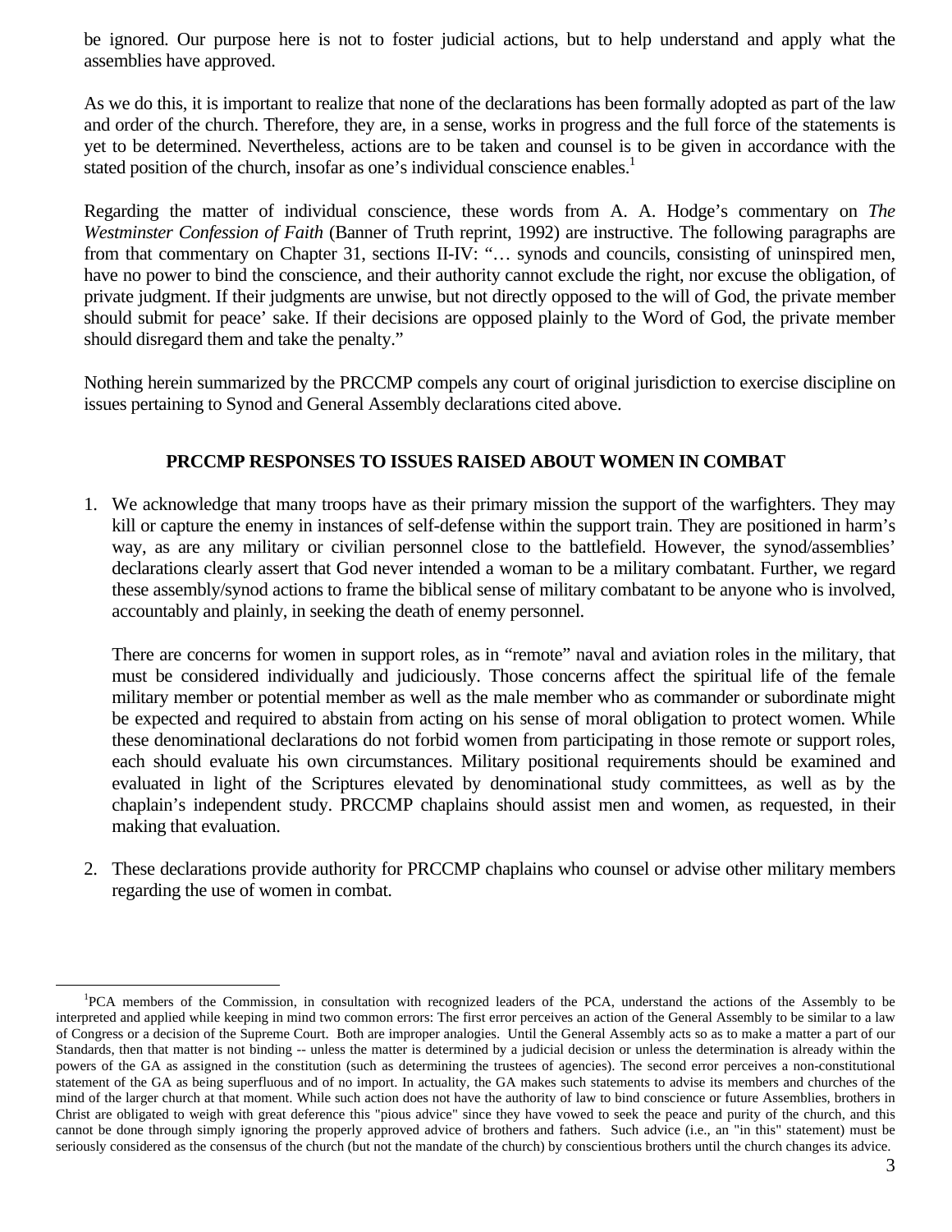be ignored. Our purpose here is not to foster judicial actions, but to help understand and apply what the assemblies have approved.

As we do this, it is important to realize that none of the declarations has been formally adopted as part of the law and order of the church. Therefore, they are, in a sense, works in progress and the full force of the statements is yet to be determined. Nevertheless, actions are to be taken and counsel is to be given in accordance with the stated position of the church, insofar as one's individual conscience enables.[1]

Regarding the matter of individual conscience, these words from A. A. Hodge's commentary on *The Westminster Confession of Faith* (Banner of Truth reprint, 1992) are instructive. The following paragraphs are from that commentary on Chapter 31, sections II-IV: "… synods and councils, consisting of uninspired men, have no power to bind the conscience, and their authority cannot exclude the right, nor excuse the obligation, of private judgment. If their judgments are unwise, but not directly opposed to the will of God, the private member should submit for peace' sake. If their decisions are opposed plainly to the Word of God, the private member should disregard them and take the penalty."

Nothing herein summarized by the PRCCMP compels any court of original jurisdiction to exercise discipline on issues pertaining to Synod and General Assembly declarations cited above.

## PRCCMP RESPONSES TO ISSUES RAISED ABOUT WOMEN IN COMBAT

1. We acknowledge that many troops have as their primary mission the support of the warfighters. They may kill or capture the enemy in instances of self-defense within the support train. They are positioned in harm's way, as are any military or civilian personnel close to the battlefield. However, the synod/assemblies' declarations clearly assert that God never intended a woman to be a military combatant. Further, we regard these assembly/synod actions to frame the biblical sense of military combatant to be anyone who is involved, accountably and plainly, in seeking the death of enemy personnel.

   There are concerns for women in support roles, as in "remote" naval and aviation roles in the military, that must be considered individually and judiciously. Those concerns affect the spiritual life of the female military member or potential member as well as the male member who as commander or subordinate might be expected and required to abstain from acting on his sense of moral obligation to protect women. While these denominational declarations do not forbid women from participating in those remote or support roles, each should evaluate his own circumstances. Military positional requirements should be examined and evaluated in light of the Scriptures elevated by denominational study committees, as well as by the chaplain's independent study. PRCCMP chaplains should assist men and women, as requested, in their making that evaluation.

2. These declarations provide authority for PRCCMP chaplains who counsel or advise other military members regarding the use of women in combat.

---

[1] PCA members of the Commission, in consultation with recognized leaders of the PCA, understand the actions of the Assembly to be interpreted and applied while keeping in mind two common errors: The first error perceives an action of the General Assembly to be similar to a law of Congress or a decision of the Supreme Court. Both are improper analogies. Until the General Assembly acts so as to make a matter a part of our Standards, then that matter is not binding -- unless the matter is determined by a judicial decision or unless the determination is already within the powers of the GA as assigned in the constitution (such as determining the trustees of agencies). The second error perceives a non-constitutional statement of the GA as being superfluous and of no import. In actuality, the GA makes such statements to advise its members and churches of the mind of the larger church at that moment. While such action does not have the authority of law to bind conscience or future Assemblies, brothers in Christ are obligated to weigh with great deference this "pious advice" since they have vowed to seek the peace and purity of the church, and this cannot be done through simply ignoring the properly approved advice of brothers and fathers. Such advice (i.e., an "in this" statement) must be seriously considered as the consensus of the church (but not the mandate of the church) by conscientious brothers until the church changes its advice.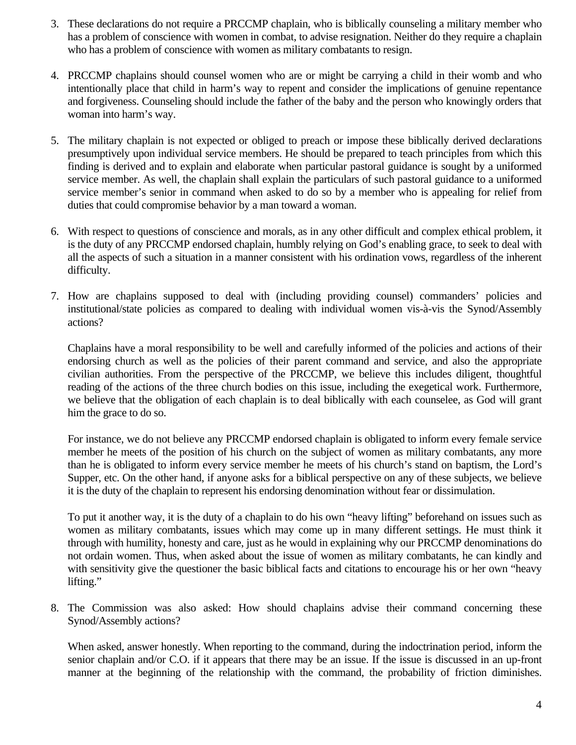3. These declarations do not require a PRCCMP chaplain, who is biblically counseling a military member who has a problem of conscience with women in combat, to advise resignation. Neither do they require a chaplain who has a problem of conscience with women as military combatants to resign.

4. PRCCMP chaplains should counsel women who are or might be carrying a child in their womb and who intentionally place that child in harm's way to repent and consider the implications of genuine repentance and forgiveness. Counseling should include the father of the baby and the person who knowingly orders that woman into harm's way.

5. The military chaplain is not expected or obliged to preach or impose these biblically derived declarations presumptively upon individual service members. He should be prepared to teach principles from which this finding is derived and to explain and elaborate when particular pastoral guidance is sought by a uniformed service member. As well, the chaplain shall explain the particulars of such pastoral guidance to a uniformed service member's senior in command when asked to do so by a member who is appealing for relief from duties that could compromise behavior by a man toward a woman.

6. With respect to questions of conscience and morals, as in any other difficult and complex ethical problem, it is the duty of any PRCCMP endorsed chaplain, humbly relying on God's enabling grace, to seek to deal with all the aspects of such a situation in a manner consistent with his ordination vows, regardless of the inherent difficulty.

7. How are chaplains supposed to deal with (including providing counsel) commanders' policies and institutional/state policies as compared to dealing with individual women vis-à-vis the Synod/Assembly actions?

   Chaplains have a moral responsibility to be well and carefully informed of the policies and actions of their endorsing church as well as the policies of their parent command and service, and also the appropriate civilian authorities. From the perspective of the PRCCMP, we believe this includes diligent, thoughtful reading of the actions of the three church bodies on this issue, including the exegetical work. Furthermore, we believe that the obligation of each chaplain is to deal biblically with each counselee, as God will grant him the grace to do so.

   For instance, we do not believe any PRCCMP endorsed chaplain is obligated to inform every female service member he meets of the position of his church on the subject of women as military combatants, any more than he is obligated to inform every service member he meets of his church's stand on baptism, the Lord's Supper, etc. On the other hand, if anyone asks for a biblical perspective on any of these subjects, we believe it is the duty of the chaplain to represent his endorsing denomination without fear or dissimulation.

   To put it another way, it is the duty of a chaplain to do his own "heavy lifting" beforehand on issues such as women as military combatants, issues which may come up in many different settings. He must think it through with humility, honesty and care, just as he would in explaining why our PRCCMP denominations do not ordain women. Thus, when asked about the issue of women as military combatants, he can kindly and with sensitivity give the questioner the basic biblical facts and citations to encourage his or her own "heavy lifting."

8. The Commission was also asked: How should chaplains advise their command concerning these Synod/Assembly actions?

   When asked, answer honestly. When reporting to the command, during the indoctrination period, inform the senior chaplain and/or C.O. if it appears that there may be an issue. If the issue is discussed in an up-front manner at the beginning of the relationship with the command, the probability of friction diminishes.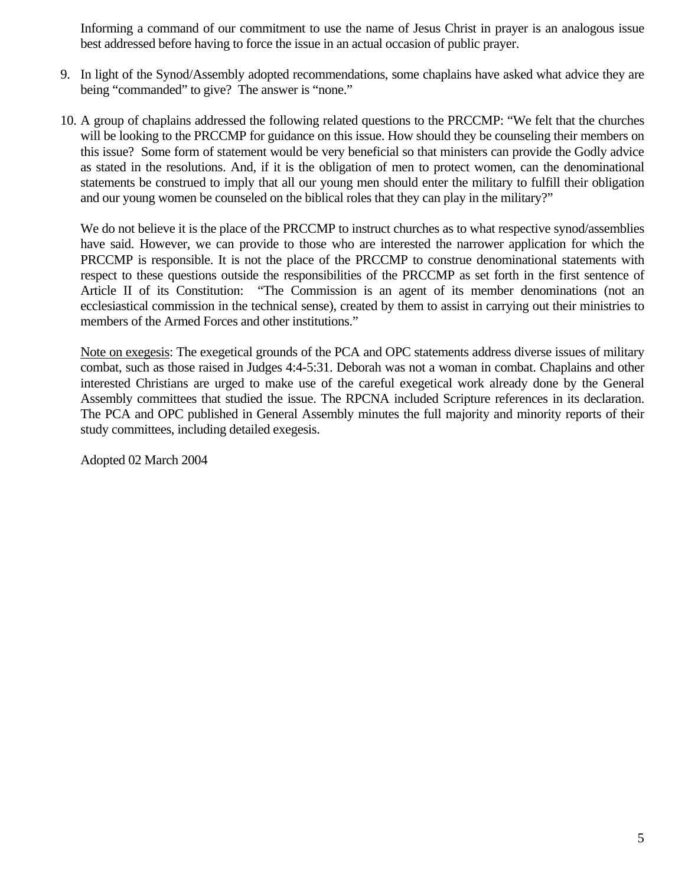Informing a command of our commitment to use the name of Jesus Christ in prayer is an analogous issue best addressed before having to force the issue in an actual occasion of public prayer.

9. In light of the Synod/Assembly adopted recommendations, some chaplains have asked what advice they are being "commanded" to give? The answer is "none."

10. A group of chaplains addressed the following related questions to the PRCCMP: "We felt that the churches will be looking to the PRCCMP for guidance on this issue. How should they be counseling their members on this issue? Some form of statement would be very beneficial so that ministers can provide the Godly advice as stated in the resolutions. And, if it is the obligation of men to protect women, can the denominational statements be construed to imply that all our young men should enter the military to fulfill their obligation and our young women be counseled on the biblical roles that they can play in the military?"

    We do not believe it is the place of the PRCCMP to instruct churches as to what respective synod/assemblies have said. However, we can provide to those who are interested the narrower application for which the PRCCMP is responsible. It is not the place of the PRCCMP to construe denominational statements with respect to these questions outside the responsibilities of the PRCCMP as set forth in the first sentence of Article II of its Constitution: "The Commission is an agent of its member denominations (not an ecclesiastical commission in the technical sense), created by them to assist in carrying out their ministries to members of the Armed Forces and other institutions."

    <u>Note on exegesis</u>: The exegetical grounds of the PCA and OPC statements address diverse issues of military combat, such as those raised in Judges 4:4-5:31. Deborah was not a woman in combat. Chaplains and other interested Christians are urged to make use of the careful exegetical work already done by the General Assembly committees that studied the issue. The RPCNA included Scripture references in its declaration. The PCA and OPC published in General Assembly minutes the full majority and minority reports of their study committees, including detailed exegesis.

    Adopted 02 March 2004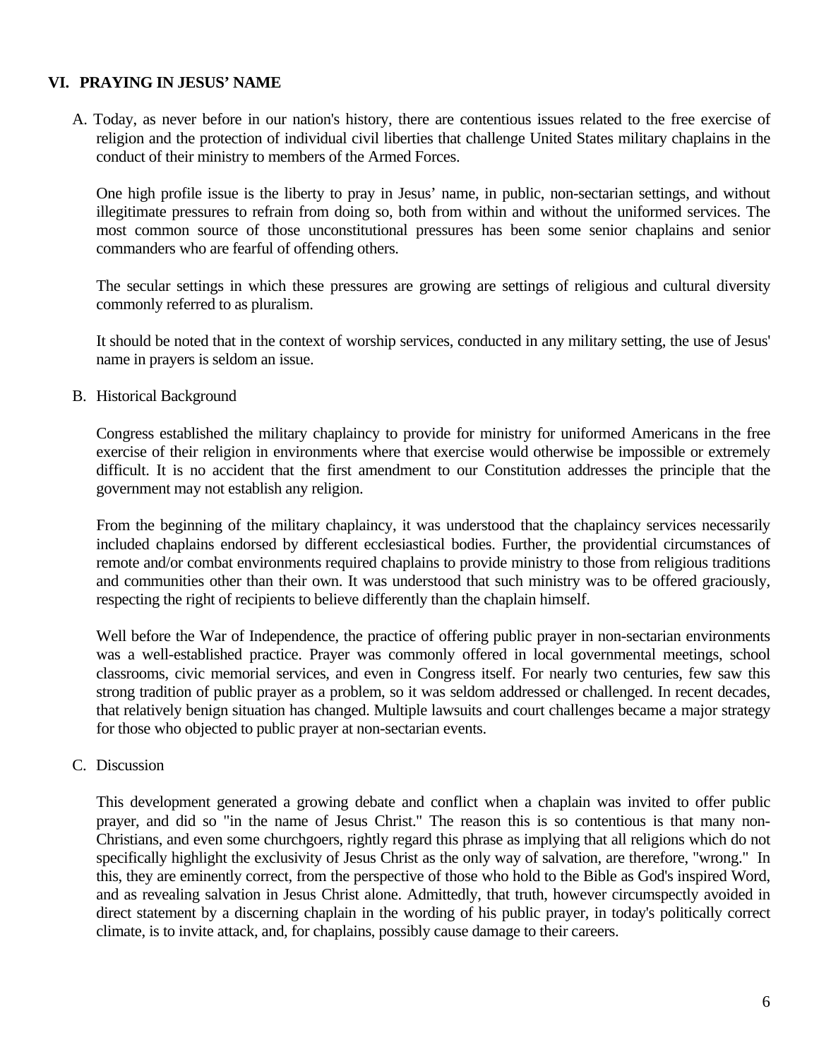## VI. PRAYING IN JESUS' NAME

A. Today, as never before in our nation's history, there are contentious issues related to the free exercise of religion and the protection of individual civil liberties that challenge United States military chaplains in the conduct of their ministry to members of the Armed Forces.

One high profile issue is the liberty to pray in Jesus' name, in public, non-sectarian settings, and without illegitimate pressures to refrain from doing so, both from within and without the uniformed services. The most common source of those unconstitutional pressures has been some senior chaplains and senior commanders who are fearful of offending others.

The secular settings in which these pressures are growing are settings of religious and cultural diversity commonly referred to as pluralism.

It should be noted that in the context of worship services, conducted in any military setting, the use of Jesus' name in prayers is seldom an issue.

B. Historical Background

Congress established the military chaplaincy to provide for ministry for uniformed Americans in the free exercise of their religion in environments where that exercise would otherwise be impossible or extremely difficult. It is no accident that the first amendment to our Constitution addresses the principle that the government may not establish any religion.

From the beginning of the military chaplaincy, it was understood that the chaplaincy services necessarily included chaplains endorsed by different ecclesiastical bodies. Further, the providential circumstances of remote and/or combat environments required chaplains to provide ministry to those from religious traditions and communities other than their own. It was understood that such ministry was to be offered graciously, respecting the right of recipients to believe differently than the chaplain himself.

Well before the War of Independence, the practice of offering public prayer in non-sectarian environments was a well-established practice. Prayer was commonly offered in local governmental meetings, school classrooms, civic memorial services, and even in Congress itself. For nearly two centuries, few saw this strong tradition of public prayer as a problem, so it was seldom addressed or challenged. In recent decades, that relatively benign situation has changed. Multiple lawsuits and court challenges became a major strategy for those who objected to public prayer at non-sectarian events.

C. Discussion

This development generated a growing debate and conflict when a chaplain was invited to offer public prayer, and did so "in the name of Jesus Christ." The reason this is so contentious is that many non-Christians, and even some churchgoers, rightly regard this phrase as implying that all religions which do not specifically highlight the exclusivity of Jesus Christ as the only way of salvation, are therefore, "wrong." In this, they are eminently correct, from the perspective of those who hold to the Bible as God's inspired Word, and as revealing salvation in Jesus Christ alone. Admittedly, that truth, however circumspectly avoided in direct statement by a discerning chaplain in the wording of his public prayer, in today's politically correct climate, is to invite attack, and, for chaplains, possibly cause damage to their careers.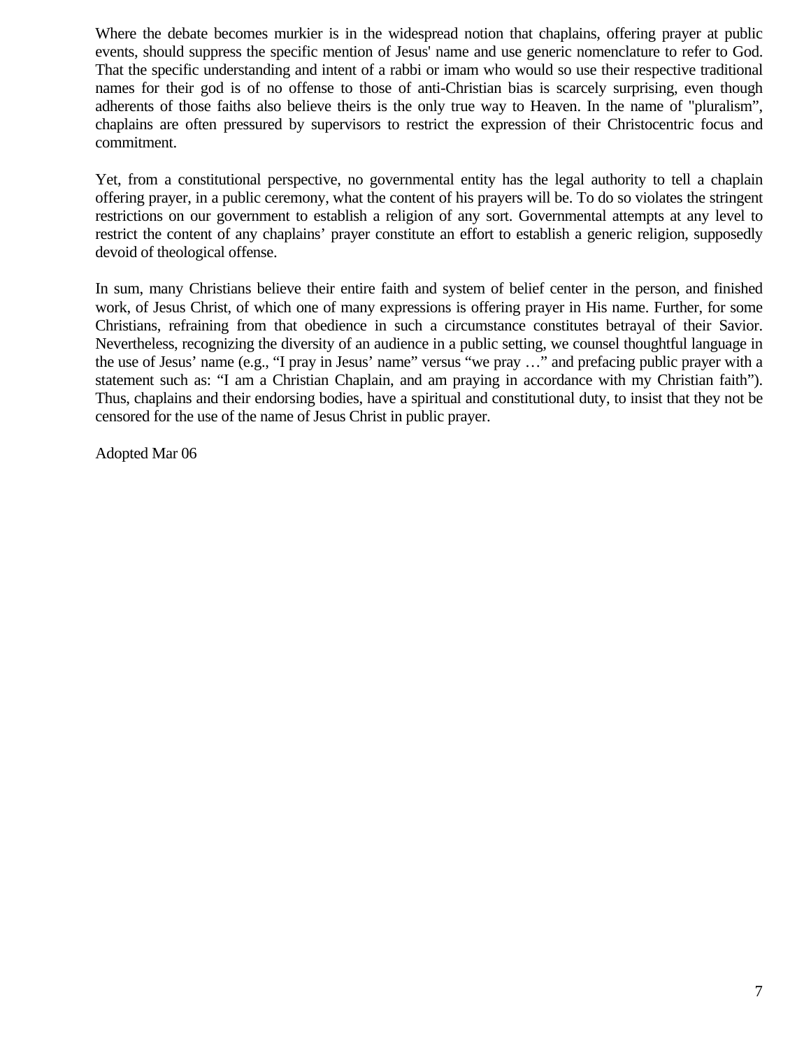Where the debate becomes murkier is in the widespread notion that chaplains, offering prayer at public events, should suppress the specific mention of Jesus' name and use generic nomenclature to refer to God. That the specific understanding and intent of a rabbi or imam who would so use their respective traditional names for their god is of no offense to those of anti-Christian bias is scarcely surprising, even though adherents of those faiths also believe theirs is the only true way to Heaven. In the name of "pluralism", chaplains are often pressured by supervisors to restrict the expression of their Christocentric focus and commitment.

Yet, from a constitutional perspective, no governmental entity has the legal authority to tell a chaplain offering prayer, in a public ceremony, what the content of his prayers will be. To do so violates the stringent restrictions on our government to establish a religion of any sort. Governmental attempts at any level to restrict the content of any chaplains' prayer constitute an effort to establish a generic religion, supposedly devoid of theological offense.

In sum, many Christians believe their entire faith and system of belief center in the person, and finished work, of Jesus Christ, of which one of many expressions is offering prayer in His name. Further, for some Christians, refraining from that obedience in such a circumstance constitutes betrayal of their Savior. Nevertheless, recognizing the diversity of an audience in a public setting, we counsel thoughtful language in the use of Jesus' name (e.g., "I pray in Jesus' name" versus "we pray …" and prefacing public prayer with a statement such as: "I am a Christian Chaplain, and am praying in accordance with my Christian faith"). Thus, chaplains and their endorsing bodies, have a spiritual and constitutional duty, to insist that they not be censored for the use of the name of Jesus Christ in public prayer.

Adopted Mar 06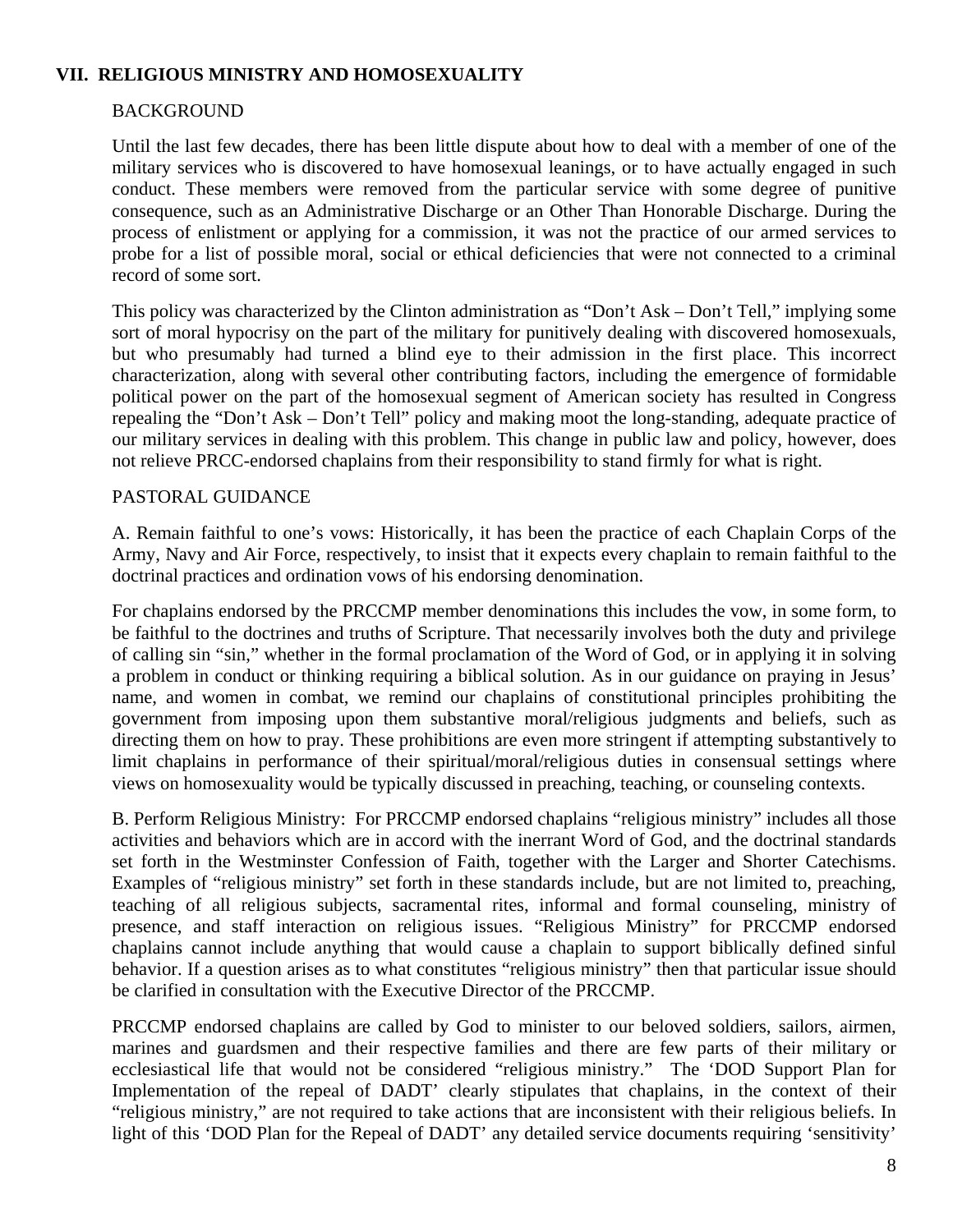## VII. RELIGIOUS MINISTRY AND HOMOSEXUALITY

BACKGROUND

Until the last few decades, there has been little dispute about how to deal with a member of one of the military services who is discovered to have homosexual leanings, or to have actually engaged in such conduct. These members were removed from the particular service with some degree of punitive consequence, such as an Administrative Discharge or an Other Than Honorable Discharge. During the process of enlistment or applying for a commission, it was not the practice of our armed services to probe for a list of possible moral, social or ethical deficiencies that were not connected to a criminal record of some sort.

This policy was characterized by the Clinton administration as "Don't Ask – Don't Tell," implying some sort of moral hypocrisy on the part of the military for punitively dealing with discovered homosexuals, but who presumably had turned a blind eye to their admission in the first place. This incorrect characterization, along with several other contributing factors, including the emergence of formidable political power on the part of the homosexual segment of American society has resulted in Congress repealing the "Don't Ask – Don't Tell" policy and making moot the long-standing, adequate practice of our military services in dealing with this problem. This change in public law and policy, however, does not relieve PRCC-endorsed chaplains from their responsibility to stand firmly for what is right.

PASTORAL GUIDANCE

A. Remain faithful to one's vows: Historically, it has been the practice of each Chaplain Corps of the Army, Navy and Air Force, respectively, to insist that it expects every chaplain to remain faithful to the doctrinal practices and ordination vows of his endorsing denomination.

For chaplains endorsed by the PRCCMP member denominations this includes the vow, in some form, to be faithful to the doctrines and truths of Scripture. That necessarily involves both the duty and privilege of calling sin "sin," whether in the formal proclamation of the Word of God, or in applying it in solving a problem in conduct or thinking requiring a biblical solution. As in our guidance on praying in Jesus' name, and women in combat, we remind our chaplains of constitutional principles prohibiting the government from imposing upon them substantive moral/religious judgments and beliefs, such as directing them on how to pray. These prohibitions are even more stringent if attempting substantively to limit chaplains in performance of their spiritual/moral/religious duties in consensual settings where views on homosexuality would be typically discussed in preaching, teaching, or counseling contexts.

B. Perform Religious Ministry: For PRCCMP endorsed chaplains "religious ministry" includes all those activities and behaviors which are in accord with the inerrant Word of God, and the doctrinal standards set forth in the Westminster Confession of Faith, together with the Larger and Shorter Catechisms. Examples of "religious ministry" set forth in these standards include, but are not limited to, preaching, teaching of all religious subjects, sacramental rites, informal and formal counseling, ministry of presence, and staff interaction on religious issues. "Religious Ministry" for PRCCMP endorsed chaplains cannot include anything that would cause a chaplain to support biblically defined sinful behavior. If a question arises as to what constitutes "religious ministry" then that particular issue should be clarified in consultation with the Executive Director of the PRCCMP.

PRCCMP endorsed chaplains are called by God to minister to our beloved soldiers, sailors, airmen, marines and guardsmen and their respective families and there are few parts of their military or ecclesiastical life that would not be considered "religious ministry." The 'DOD Support Plan for Implementation of the repeal of DADT' clearly stipulates that chaplains, in the context of their "religious ministry," are not required to take actions that are inconsistent with their religious beliefs. In light of this 'DOD Plan for the Repeal of DADT' any detailed service documents requiring 'sensitivity'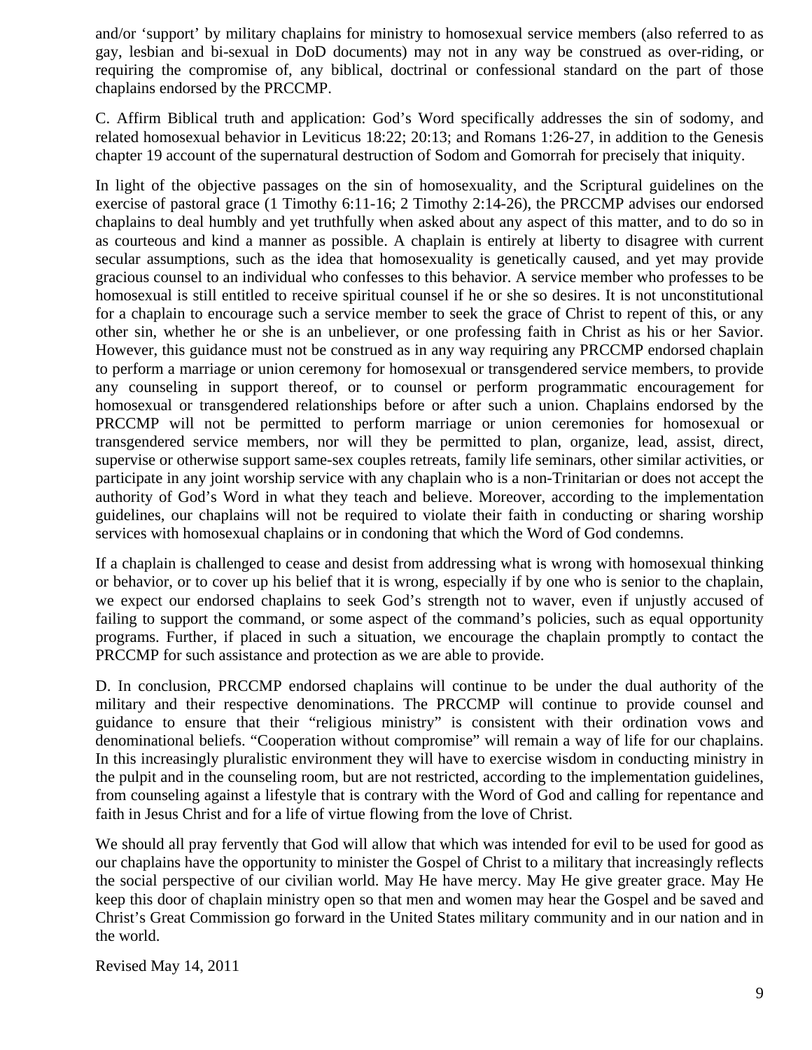and/or 'support' by military chaplains for ministry to homosexual service members (also referred to as gay, lesbian and bi-sexual in DoD documents) may not in any way be construed as over-riding, or requiring the compromise of, any biblical, doctrinal or confessional standard on the part of those chaplains endorsed by the PRCCMP.

C. Affirm Biblical truth and application: God's Word specifically addresses the sin of sodomy, and related homosexual behavior in Leviticus 18:22; 20:13; and Romans 1:26-27, in addition to the Genesis chapter 19 account of the supernatural destruction of Sodom and Gomorrah for precisely that iniquity.

In light of the objective passages on the sin of homosexuality, and the Scriptural guidelines on the exercise of pastoral grace (1 Timothy 6:11-16; 2 Timothy 2:14-26), the PRCCMP advises our endorsed chaplains to deal humbly and yet truthfully when asked about any aspect of this matter, and to do so in as courteous and kind a manner as possible. A chaplain is entirely at liberty to disagree with current secular assumptions, such as the idea that homosexuality is genetically caused, and yet may provide gracious counsel to an individual who confesses to this behavior. A service member who professes to be homosexual is still entitled to receive spiritual counsel if he or she so desires. It is not unconstitutional for a chaplain to encourage such a service member to seek the grace of Christ to repent of this, or any other sin, whether he or she is an unbeliever, or one professing faith in Christ as his or her Savior. However, this guidance must not be construed as in any way requiring any PRCCMP endorsed chaplain to perform a marriage or union ceremony for homosexual or transgendered service members, to provide any counseling in support thereof, or to counsel or perform programmatic encouragement for homosexual or transgendered relationships before or after such a union. Chaplains endorsed by the PRCCMP will not be permitted to perform marriage or union ceremonies for homosexual or transgendered service members, nor will they be permitted to plan, organize, lead, assist, direct, supervise or otherwise support same-sex couples retreats, family life seminars, other similar activities, or participate in any joint worship service with any chaplain who is a non-Trinitarian or does not accept the authority of God's Word in what they teach and believe. Moreover, according to the implementation guidelines, our chaplains will not be required to violate their faith in conducting or sharing worship services with homosexual chaplains or in condoning that which the Word of God condemns.

If a chaplain is challenged to cease and desist from addressing what is wrong with homosexual thinking or behavior, or to cover up his belief that it is wrong, especially if by one who is senior to the chaplain, we expect our endorsed chaplains to seek God's strength not to waver, even if unjustly accused of failing to support the command, or some aspect of the command's policies, such as equal opportunity programs. Further, if placed in such a situation, we encourage the chaplain promptly to contact the PRCCMP for such assistance and protection as we are able to provide.

D. In conclusion, PRCCMP endorsed chaplains will continue to be under the dual authority of the military and their respective denominations. The PRCCMP will continue to provide counsel and guidance to ensure that their "religious ministry" is consistent with their ordination vows and denominational beliefs. "Cooperation without compromise" will remain a way of life for our chaplains. In this increasingly pluralistic environment they will have to exercise wisdom in conducting ministry in the pulpit and in the counseling room, but are not restricted, according to the implementation guidelines, from counseling against a lifestyle that is contrary with the Word of God and calling for repentance and faith in Jesus Christ and for a life of virtue flowing from the love of Christ.

We should all pray fervently that God will allow that which was intended for evil to be used for good as our chaplains have the opportunity to minister the Gospel of Christ to a military that increasingly reflects the social perspective of our civilian world. May He have mercy. May He give greater grace. May He keep this door of chaplain ministry open so that men and women may hear the Gospel and be saved and Christ's Great Commission go forward in the United States military community and in our nation and in the world.

Revised May 14, 2011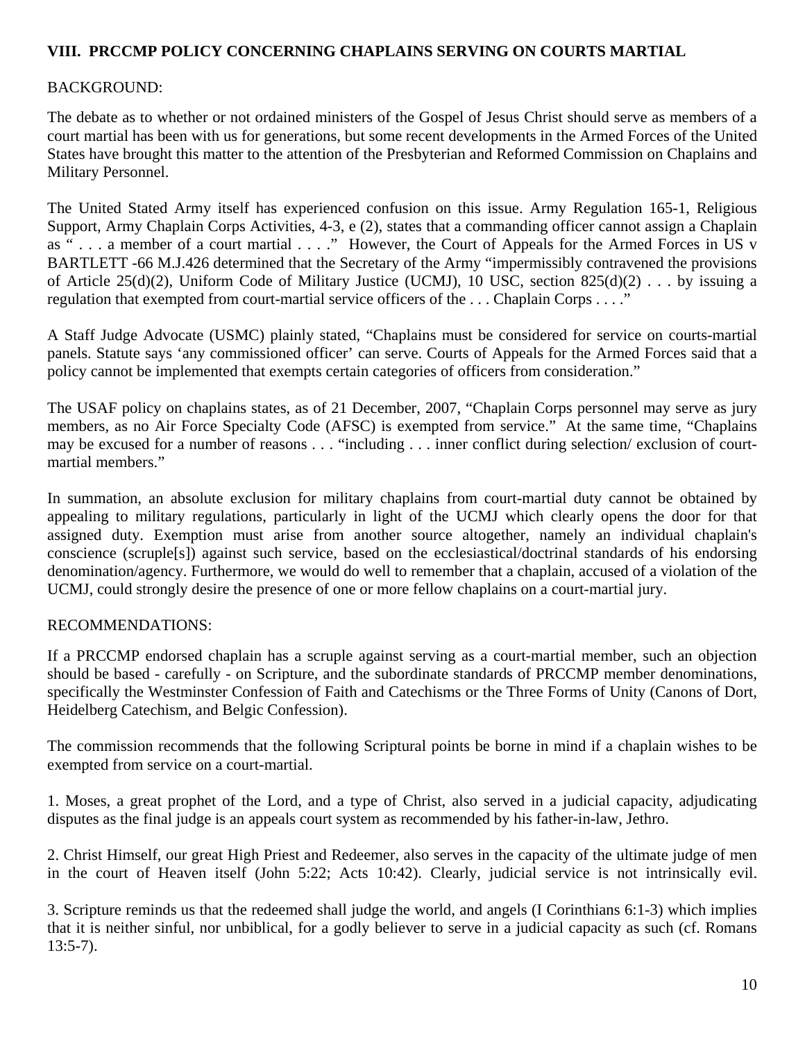## VIII. PRCCMP POLICY CONCERNING CHAPLAINS SERVING ON COURTS MARTIAL

BACKGROUND:

The debate as to whether or not ordained ministers of the Gospel of Jesus Christ should serve as members of a court martial has been with us for generations, but some recent developments in the Armed Forces of the United States have brought this matter to the attention of the Presbyterian and Reformed Commission on Chaplains and Military Personnel.

The United Stated Army itself has experienced confusion on this issue. Army Regulation 165-1, Religious Support, Army Chaplain Corps Activities, 4-3, e (2), states that a commanding officer cannot assign a Chaplain as " . . . a member of a court martial . . . ." However, the Court of Appeals for the Armed Forces in US v BARTLETT -66 M.J.426 determined that the Secretary of the Army "impermissibly contravened the provisions of Article 25(d)(2), Uniform Code of Military Justice (UCMJ), 10 USC, section 825(d)(2) . . . by issuing a regulation that exempted from court-martial service officers of the . . . Chaplain Corps . . . ."

A Staff Judge Advocate (USMC) plainly stated, "Chaplains must be considered for service on courts-martial panels. Statute says 'any commissioned officer' can serve. Courts of Appeals for the Armed Forces said that a policy cannot be implemented that exempts certain categories of officers from consideration."

The USAF policy on chaplains states, as of 21 December, 2007, "Chaplain Corps personnel may serve as jury members, as no Air Force Specialty Code (AFSC) is exempted from service." At the same time, "Chaplains may be excused for a number of reasons . . . "including . . . inner conflict during selection/ exclusion of court-martial members."

In summation, an absolute exclusion for military chaplains from court-martial duty cannot be obtained by appealing to military regulations, particularly in light of the UCMJ which clearly opens the door for that assigned duty. Exemption must arise from another source altogether, namely an individual chaplain's conscience (scruple[s]) against such service, based on the ecclesiastical/doctrinal standards of his endorsing denomination/agency. Furthermore, we would do well to remember that a chaplain, accused of a violation of the UCMJ, could strongly desire the presence of one or more fellow chaplains on a court-martial jury.

RECOMMENDATIONS:

If a PRCCMP endorsed chaplain has a scruple against serving as a court-martial member, such an objection should be based - carefully - on Scripture, and the subordinate standards of PRCCMP member denominations, specifically the Westminster Confession of Faith and Catechisms or the Three Forms of Unity (Canons of Dort, Heidelberg Catechism, and Belgic Confession).

The commission recommends that the following Scriptural points be borne in mind if a chaplain wishes to be exempted from service on a court-martial.

1. Moses, a great prophet of the Lord, and a type of Christ, also served in a judicial capacity, adjudicating disputes as the final judge is an appeals court system as recommended by his father-in-law, Jethro.

2. Christ Himself, our great High Priest and Redeemer, also serves in the capacity of the ultimate judge of men in the court of Heaven itself (John 5:22; Acts 10:42). Clearly, judicial service is not intrinsically evil.

3. Scripture reminds us that the redeemed shall judge the world, and angels (I Corinthians 6:1-3) which implies that it is neither sinful, nor unbiblical, for a godly believer to serve in a judicial capacity as such (cf. Romans 13:5-7).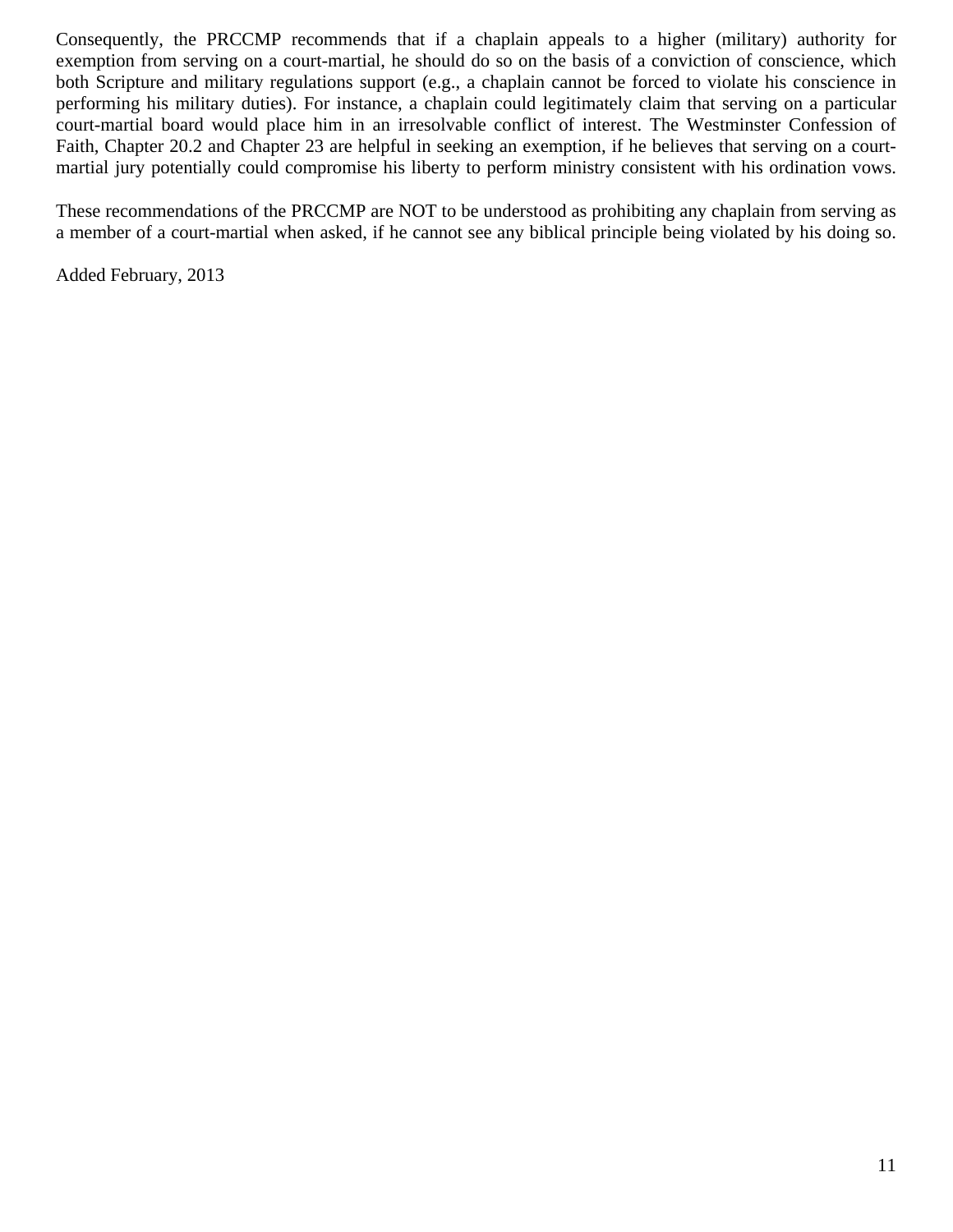Consequently, the PRCCMP recommends that if a chaplain appeals to a higher (military) authority for exemption from serving on a court-martial, he should do so on the basis of a conviction of conscience, which both Scripture and military regulations support (e.g., a chaplain cannot be forced to violate his conscience in performing his military duties). For instance, a chaplain could legitimately claim that serving on a particular court-martial board would place him in an irresolvable conflict of interest. The Westminster Confession of Faith, Chapter 20.2 and Chapter 23 are helpful in seeking an exemption, if he believes that serving on a court-martial jury potentially could compromise his liberty to perform ministry consistent with his ordination vows.

These recommendations of the PRCCMP are NOT to be understood as prohibiting any chaplain from serving as a member of a court-martial when asked, if he cannot see any biblical principle being violated by his doing so.

Added February, 2013